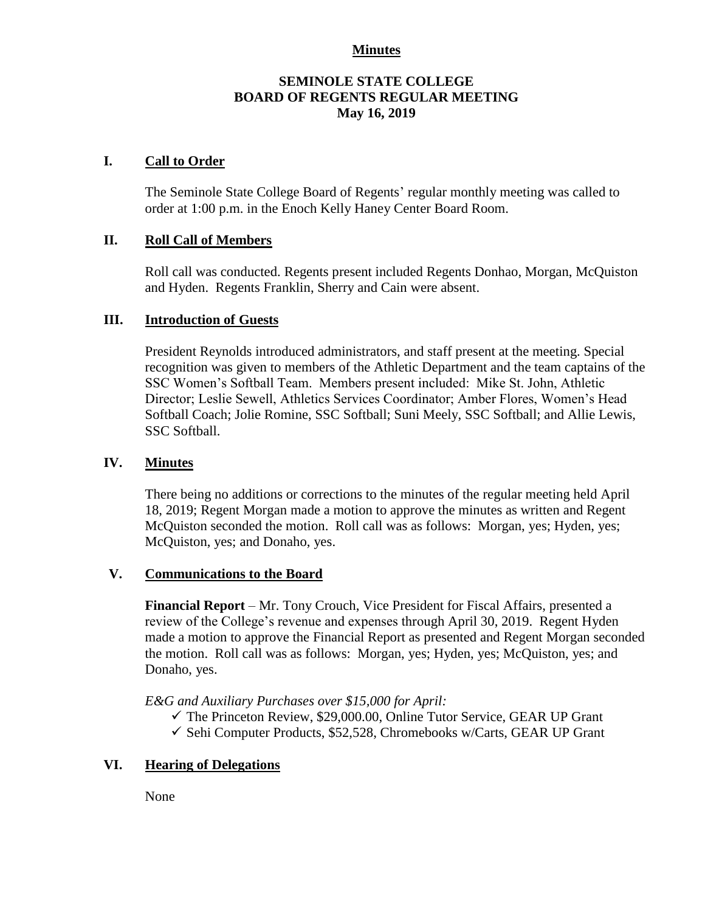**Minutes**

**SEMINOLE STATE COLLEGE**
**BOARD OF REGENTS REGULAR MEETING**
**May 16, 2019**

## I. Call to Order

The Seminole State College Board of Regents' regular monthly meeting was called to order at 1:00 p.m. in the Enoch Kelly Haney Center Board Room.

## II. Roll Call of Members

Roll call was conducted. Regents present included Regents Donhao, Morgan, McQuiston and Hyden. Regents Franklin, Sherry and Cain were absent.

## III. Introduction of Guests

President Reynolds introduced administrators, and staff present at the meeting. Special recognition was given to members of the Athletic Department and the team captains of the SSC Women's Softball Team. Members present included: Mike St. John, Athletic Director; Leslie Sewell, Athletics Services Coordinator; Amber Flores, Women's Head Softball Coach; Jolie Romine, SSC Softball; Suni Meely, SSC Softball; and Allie Lewis, SSC Softball.

## IV. Minutes

There being no additions or corrections to the minutes of the regular meeting held April 18, 2019; Regent Morgan made a motion to approve the minutes as written and Regent McQuiston seconded the motion. Roll call was as follows: Morgan, yes; Hyden, yes; McQuiston, yes; and Donaho, yes.

## V. Communications to the Board

**Financial Report** – Mr. Tony Crouch, Vice President for Fiscal Affairs, presented a review of the College's revenue and expenses through April 30, 2019. Regent Hyden made a motion to approve the Financial Report as presented and Regent Morgan seconded the motion. Roll call was as follows: Morgan, yes; Hyden, yes; McQuiston, yes; and Donaho, yes.

*E&G and Auxiliary Purchases over $15,000 for April:*

- ✓ The Princeton Review, $29,000.00, Online Tutor Service, GEAR UP Grant
- ✓ Sehi Computer Products, $52,528, Chromebooks w/Carts, GEAR UP Grant

## VI. Hearing of Delegations

None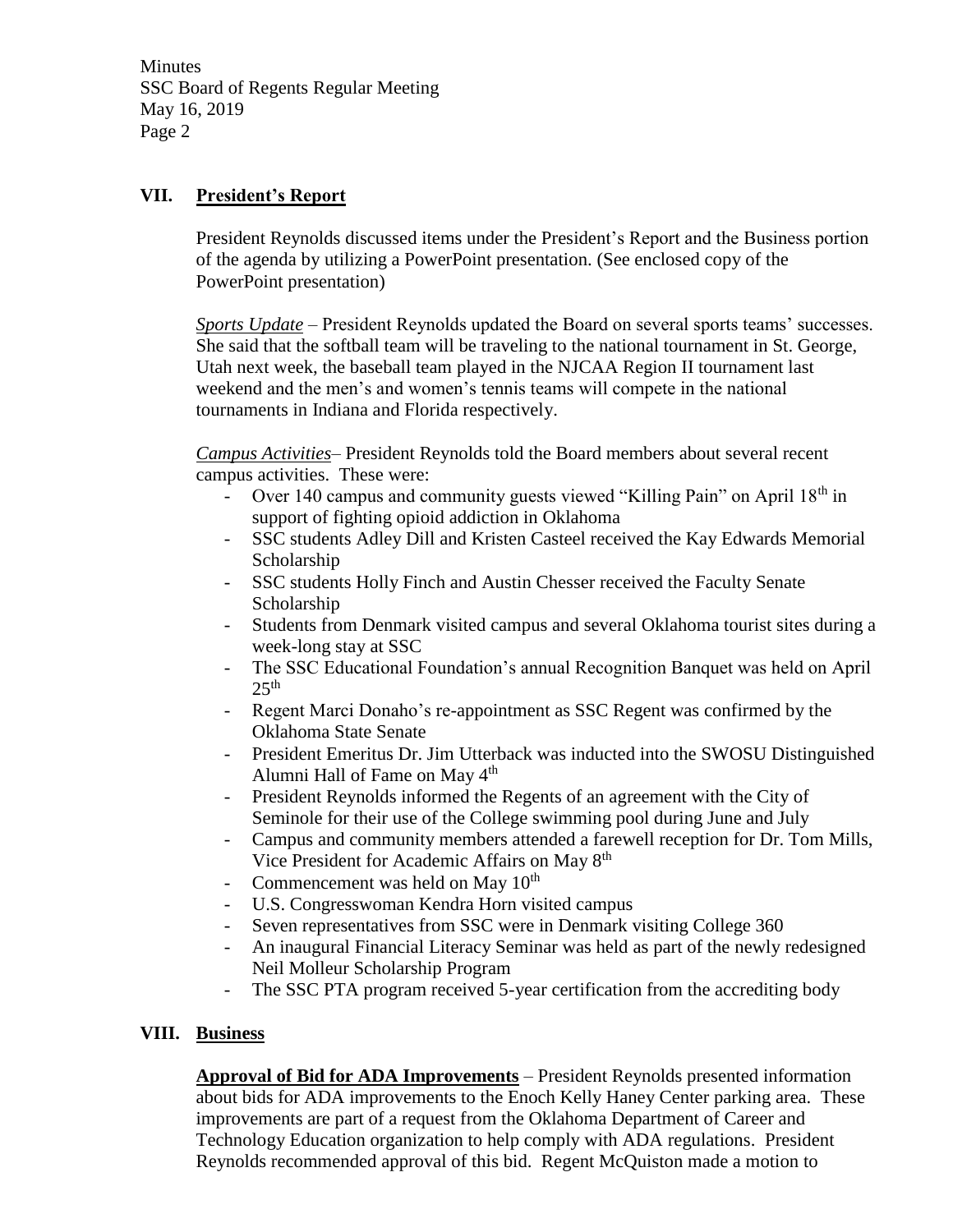## VII. **President's Report**

President Reynolds discussed items under the President's Report and the Business portion of the agenda by utilizing a PowerPoint presentation. (See enclosed copy of the PowerPoint presentation)

*Sports Update* – President Reynolds updated the Board on several sports teams' successes. She said that the softball team will be traveling to the national tournament in St. George, Utah next week, the baseball team played in the NJCAA Region II tournament last weekend and the men's and women's tennis teams will compete in the national tournaments in Indiana and Florida respectively.

*Campus Activities*– President Reynolds told the Board members about several recent campus activities. These were:

- Over 140 campus and community guests viewed "Killing Pain" on April 18th in support of fighting opioid addiction in Oklahoma
- SSC students Adley Dill and Kristen Casteel received the Kay Edwards Memorial Scholarship
- SSC students Holly Finch and Austin Chesser received the Faculty Senate Scholarship
- Students from Denmark visited campus and several Oklahoma tourist sites during a week-long stay at SSC
- The SSC Educational Foundation's annual Recognition Banquet was held on April 25th
- Regent Marci Donaho's re-appointment as SSC Regent was confirmed by the Oklahoma State Senate
- President Emeritus Dr. Jim Utterback was inducted into the SWOSU Distinguished Alumni Hall of Fame on May 4th
- President Reynolds informed the Regents of an agreement with the City of Seminole for their use of the College swimming pool during June and July
- Campus and community members attended a farewell reception for Dr. Tom Mills, Vice President for Academic Affairs on May 8th
- Commencement was held on May 10th
- U.S. Congresswoman Kendra Horn visited campus
- Seven representatives from SSC were in Denmark visiting College 360
- An inaugural Financial Literacy Seminar was held as part of the newly redesigned Neil Molleur Scholarship Program
- The SSC PTA program received 5-year certification from the accrediting body

## VIII. **Business**

**Approval of Bid for ADA Improvements** – President Reynolds presented information about bids for ADA improvements to the Enoch Kelly Haney Center parking area. These improvements are part of a request from the Oklahoma Department of Career and Technology Education organization to help comply with ADA regulations. President Reynolds recommended approval of this bid. Regent McQuiston made a motion to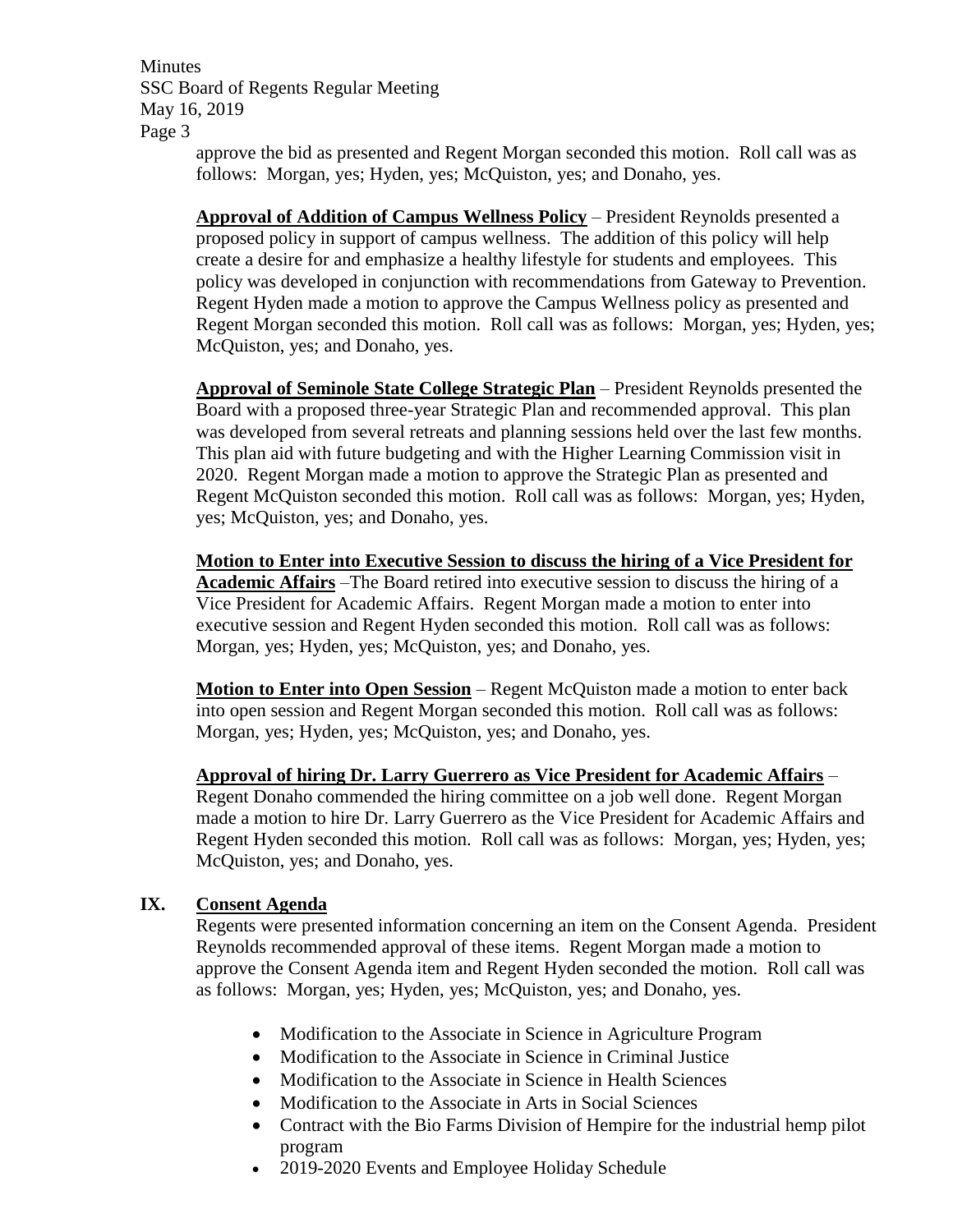approve the bid as presented and Regent Morgan seconded this motion. Roll call was as follows: Morgan, yes; Hyden, yes; McQuiston, yes; and Donaho, yes.

**Approval of Addition of Campus Wellness Policy** – President Reynolds presented a proposed policy in support of campus wellness. The addition of this policy will help create a desire for and emphasize a healthy lifestyle for students and employees. This policy was developed in conjunction with recommendations from Gateway to Prevention. Regent Hyden made a motion to approve the Campus Wellness policy as presented and Regent Morgan seconded this motion. Roll call was as follows: Morgan, yes; Hyden, yes; McQuiston, yes; and Donaho, yes.

**Approval of Seminole State College Strategic Plan** – President Reynolds presented the Board with a proposed three-year Strategic Plan and recommended approval. This plan was developed from several retreats and planning sessions held over the last few months. This plan aid with future budgeting and with the Higher Learning Commission visit in 2020. Regent Morgan made a motion to approve the Strategic Plan as presented and Regent McQuiston seconded this motion. Roll call was as follows: Morgan, yes; Hyden, yes; McQuiston, yes; and Donaho, yes.

**Motion to Enter into Executive Session to discuss the hiring of a Vice President for Academic Affairs** –The Board retired into executive session to discuss the hiring of a Vice President for Academic Affairs. Regent Morgan made a motion to enter into executive session and Regent Hyden seconded this motion. Roll call was as follows: Morgan, yes; Hyden, yes; McQuiston, yes; and Donaho, yes.

**Motion to Enter into Open Session** – Regent McQuiston made a motion to enter back into open session and Regent Morgan seconded this motion. Roll call was as follows: Morgan, yes; Hyden, yes; McQuiston, yes; and Donaho, yes.

**Approval of hiring Dr. Larry Guerrero as Vice President for Academic Affairs** – Regent Donaho commended the hiring committee on a job well done. Regent Morgan made a motion to hire Dr. Larry Guerrero as the Vice President for Academic Affairs and Regent Hyden seconded this motion. Roll call was as follows: Morgan, yes; Hyden, yes; McQuiston, yes; and Donaho, yes.

## IX. Consent Agenda

Regents were presented information concerning an item on the Consent Agenda. President Reynolds recommended approval of these items. Regent Morgan made a motion to approve the Consent Agenda item and Regent Hyden seconded the motion. Roll call was as follows: Morgan, yes; Hyden, yes; McQuiston, yes; and Donaho, yes.

- Modification to the Associate in Science in Agriculture Program
- Modification to the Associate in Science in Criminal Justice
- Modification to the Associate in Science in Health Sciences
- Modification to the Associate in Arts in Social Sciences
- Contract with the Bio Farms Division of Hempire for the industrial hemp pilot program
- 2019-2020 Events and Employee Holiday Schedule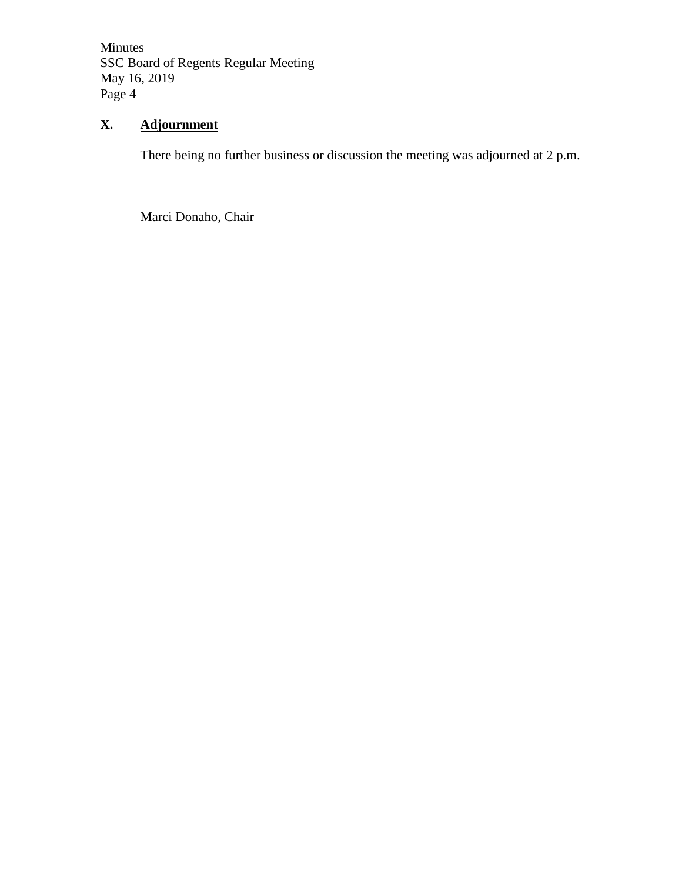## X. <u>Adjournment</u>

There being no further business or discussion the meeting was adjourned at 2 p.m.

\_\_\_\_\_\_\_\_\_\_\_\_\_\_\_\_\_\_\_\_\_\_\_\_\_\_

Marci Donaho, Chair